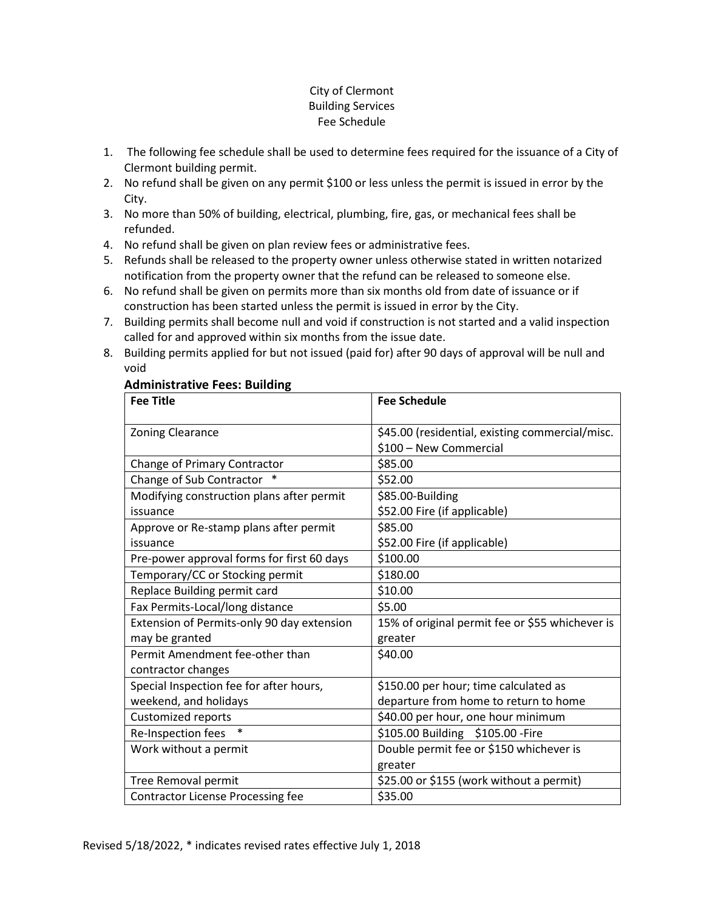# City of Clermont
## Building Services
## Fee Schedule

1. The following fee schedule shall be used to determine fees required for the issuance of a City of Clermont building permit.
2. No refund shall be given on any permit $100 or less unless the permit is issued in error by the City.
3. No more than 50% of building, electrical, plumbing, fire, gas, or mechanical fees shall be refunded.
4. No refund shall be given on plan review fees or administrative fees.
5. Refunds shall be released to the property owner unless otherwise stated in written notarized notification from the property owner that the refund can be released to someone else.
6. No refund shall be given on permits more than six months old from date of issuance or if construction has been started unless the permit is issued in error by the City.
7. Building permits shall become null and void if construction is not started and a valid inspection called for and approved within six months from the issue date.
8. Building permits applied for but not issued (paid for) after 90 days of approval will be null and void

### Administrative Fees: Building

| Fee Title | Fee Schedule |
|---|---|
| Zoning Clearance | $45.00 (residential, existing commercial/misc. $100 – New Commercial |
| Change of Primary Contractor | $85.00 |
| Change of Sub Contractor * | $52.00 |
| Modifying construction plans after permit issuance | $85.00-Building $52.00 Fire (if applicable) |
| Approve or Re-stamp plans after permit issuance | $85.00 $52.00 Fire (if applicable) |
| Pre-power approval forms for first 60 days | $100.00 |
| Temporary/CC or Stocking permit | $180.00 |
| Replace Building permit card | $10.00 |
| Fax Permits-Local/long distance | $5.00 |
| Extension of Permits-only 90 day extension may be granted | 15% of original permit fee or $55 whichever is greater |
| Permit Amendment fee-other than contractor changes | $40.00 |
| Special Inspection fee for after hours, weekend, and holidays | $150.00 per hour; time calculated as departure from home to return to home |
| Customized reports | $40.00 per hour, one hour minimum |
| Re-Inspection fees * | $105.00 Building $105.00 -Fire |
| Work without a permit | Double permit fee or $150 whichever is greater |
| Tree Removal permit | $25.00 or $155 (work without a permit) |
| Contractor License Processing fee | $35.00 |

Revised 5/18/2022, * indicates revised rates effective July 1, 2018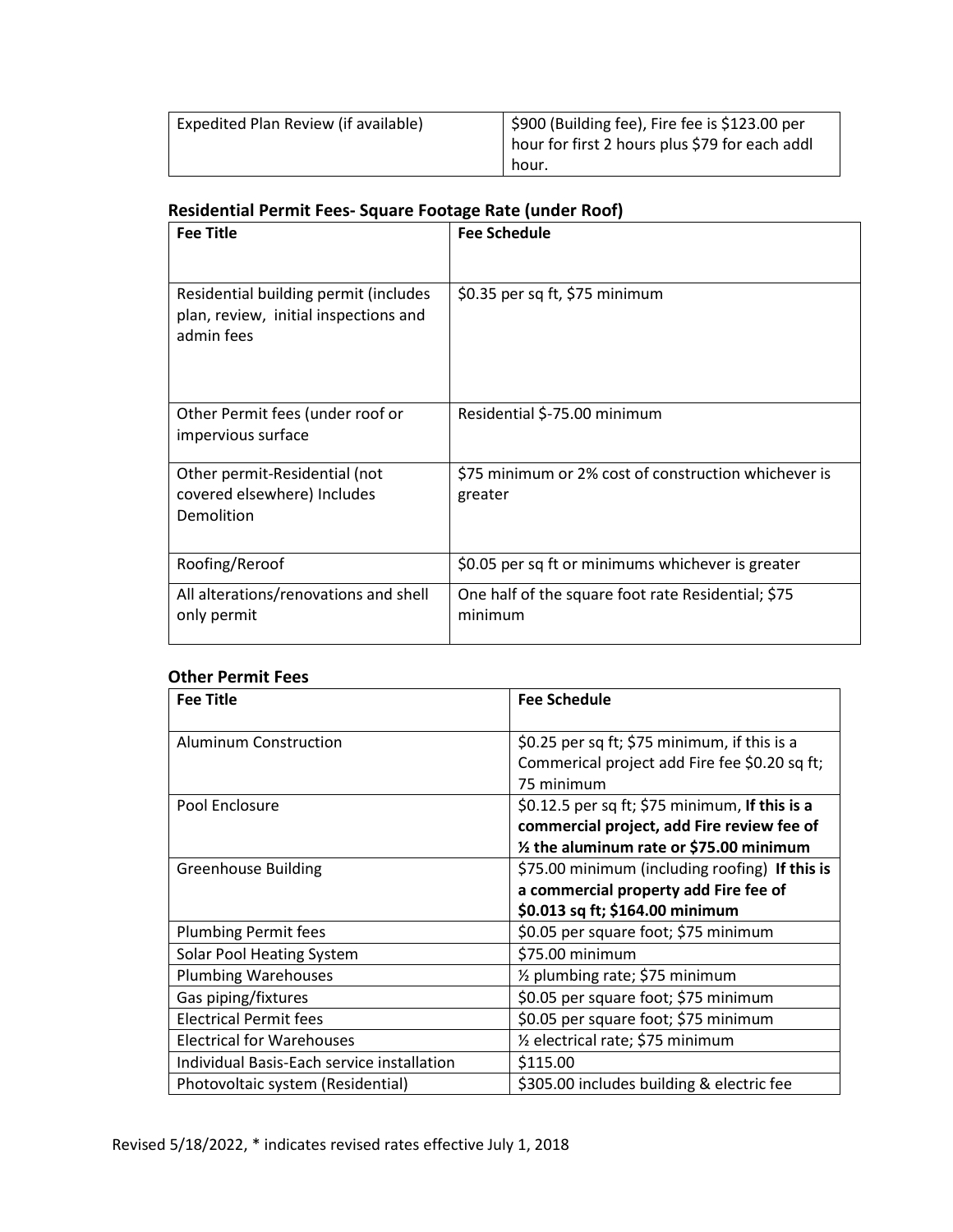| Expedited Plan Review (if available) | $900 (Building fee), Fire fee is $123.00 per hour for first 2 hours plus $79 for each addl hour. |
|---|---|

**Residential Permit Fees- Square Footage Rate (under Roof)**

| Fee Title | Fee Schedule |
|---|---|
| Residential building permit (includes plan, review, initial inspections and admin fees | $0.35 per sq ft, $75 minimum |
| Other Permit fees (under roof or impervious surface | Residential $-75.00 minimum |
| Other permit-Residential (not covered elsewhere) Includes Demolition | $75 minimum or 2% cost of construction whichever is greater |
| Roofing/Reroof | $0.05 per sq ft or minimums whichever is greater |
| All alterations/renovations and shell only permit | One half of the square foot rate Residential; $75 minimum |

**Other Permit Fees**

| Fee Title | Fee Schedule |
|---|---|
| Aluminum Construction | $0.25 per sq ft; $75 minimum, if this is a Commerical project add Fire fee $0.20 sq ft; 75 minimum |
| Pool Enclosure | $0.12.5 per sq ft; $75 minimum, **If this is a commercial project, add Fire review fee of ½ the aluminum rate or $75.00 minimum** |
| Greenhouse Building | $75.00 minimum (including roofing) **If this is a commercial property add Fire fee of $0.013 sq ft; $164.00 minimum** |
| Plumbing Permit fees | $0.05 per square foot; $75 minimum |
| Solar Pool Heating System | $75.00 minimum |
| Plumbing Warehouses | ½ plumbing rate; $75 minimum |
| Gas piping/fixtures | $0.05 per square foot; $75 minimum |
| Electrical Permit fees | $0.05 per square foot; $75 minimum |
| Electrical for Warehouses | ½ electrical rate; $75 minimum |
| Individual Basis-Each service installation | $115.00 |
| Photovoltaic system (Residential) | $305.00 includes building & electric fee |

Revised 5/18/2022, * indicates revised rates effective July 1, 2018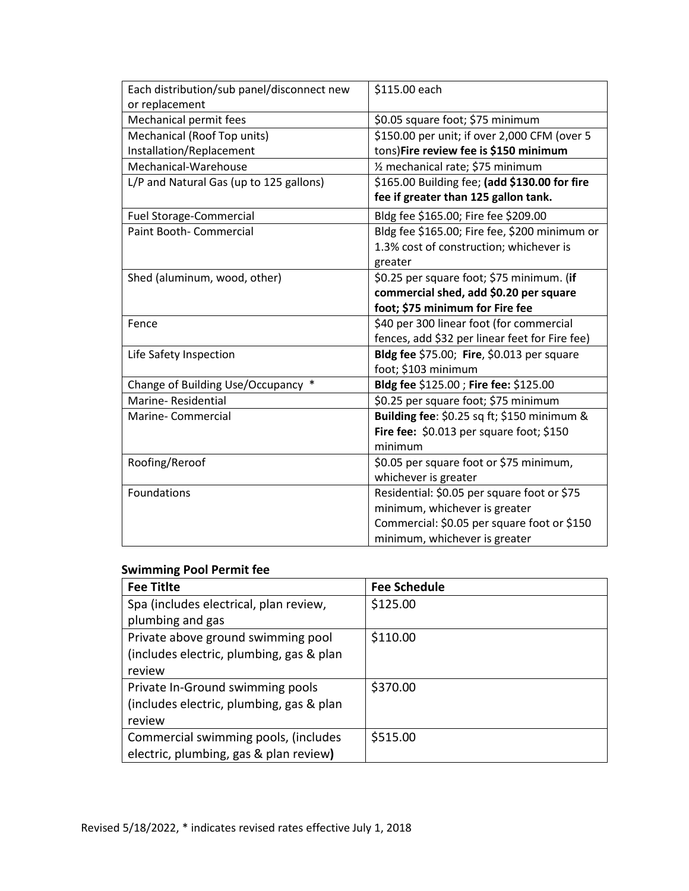| | |
|---|---|
| Each distribution/sub panel/disconnect new or replacement | $115.00 each |
| Mechanical permit fees | $0.05 square foot; $75 minimum |
| Mechanical (Roof Top units) Installation/Replacement | $150.00 per unit; if over 2,000 CFM (over 5 tons)**Fire review fee is $150 minimum** |
| Mechanical-Warehouse | ½ mechanical rate; $75 minimum |
| L/P and Natural Gas (up to 125 gallons) | $165.00 Building fee; **(add $130.00 for fire fee if greater than 125 gallon tank.** |
| Fuel Storage-Commercial | Bldg fee $165.00; Fire fee $209.00 |
| Paint Booth- Commercial | Bldg fee $165.00; Fire fee, $200 minimum or 1.3% cost of construction; whichever is greater |
| Shed (aluminum, wood, other) | $0.25 per square foot; $75 minimum. (**if commercial shed, add $0.20 per square foot; $75 minimum for Fire fee** |
| Fence | $40 per 300 linear foot (for commercial fences, add $32 per linear feet for Fire fee) |
| Life Safety Inspection | **Bldg fee** $75.00; **Fire**, $0.013 per square foot; $103 minimum |
| Change of Building Use/Occupancy * | **Bldg fee** $125.00 ; **Fire fee:** $125.00 |
| Marine- Residential | $0.25 per square foot; $75 minimum |
| Marine- Commercial | **Building fee**: $0.25 sq ft; $150 minimum & **Fire fee:** $0.013 per square foot; $150 minimum |
| Roofing/Reroof | $0.05 per square foot or $75 minimum, whichever is greater |
| Foundations | Residential: $0.05 per square foot or $75 minimum, whichever is greater<br>Commercial: $0.05 per square foot or $150 minimum, whichever is greater |

**Swimming Pool Permit fee**

| Fee Titlte | Fee Schedule |
|---|---|
| Spa (includes electrical, plan review, plumbing and gas | $125.00 |
| Private above ground swimming pool (includes electric, plumbing, gas & plan review | $110.00 |
| Private In-Ground swimming pools (includes electric, plumbing, gas & plan review | $370.00 |
| Commercial swimming pools, (includes electric, plumbing, gas & plan review**)** | $515.00 |

Revised 5/18/2022, * indicates revised rates effective July 1, 2018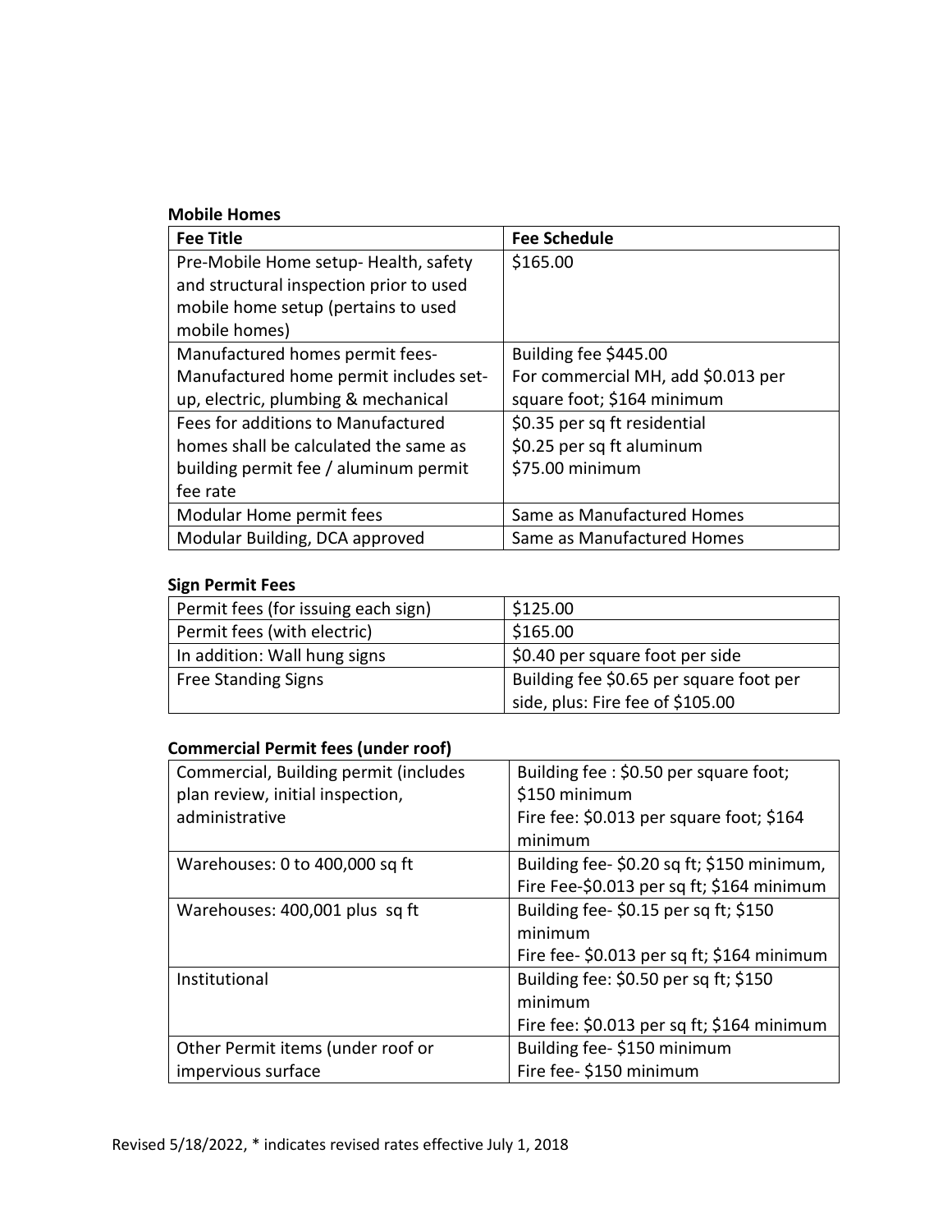**Mobile Homes**

| Fee Title | Fee Schedule |
| --- | --- |
| Pre-Mobile Home setup- Health, safety and structural inspection prior to used mobile home setup (pertains to used mobile homes) | \$165.00 |
| Manufactured homes permit fees- Manufactured home permit includes set-up, electric, plumbing & mechanical | Building fee \$445.00<br>For commercial MH, add \$0.013 per square foot; \$164 minimum |
| Fees for additions to Manufactured homes shall be calculated the same as building permit fee / aluminum permit fee rate | \$0.35 per sq ft residential<br>\$0.25 per sq ft aluminum<br>\$75.00 minimum |
| Modular Home permit fees | Same as Manufactured Homes |
| Modular Building, DCA approved | Same as Manufactured Homes |

**Sign Permit Fees**

| Permit fees (for issuing each sign) | \$125.00 |
| --- | --- |
| Permit fees (with electric) | \$165.00 |
| In addition: Wall hung signs | \$0.40 per square foot per side |
| Free Standing Signs | Building fee \$0.65 per square foot per side, plus: Fire fee of \$105.00 |

**Commercial Permit fees (under roof)**

| Commercial, Building permit (includes plan review, initial inspection, administrative | Building fee : \$0.50 per square foot; \$150 minimum<br>Fire fee: \$0.013 per square foot; \$164 minimum |
| --- | --- |
| Warehouses: 0 to 400,000 sq ft | Building fee- \$0.20 sq ft; \$150 minimum,<br>Fire Fee-\$0.013 per sq ft; \$164 minimum |
| Warehouses: 400,001 plus sq ft | Building fee- \$0.15 per sq ft; \$150 minimum<br>Fire fee- \$0.013 per sq ft; \$164 minimum |
| Institutional | Building fee: \$0.50 per sq ft; \$150 minimum<br>Fire fee: \$0.013 per sq ft; \$164 minimum |
| Other Permit items (under roof or impervious surface | Building fee- \$150 minimum<br>Fire fee- \$150 minimum |

Revised 5/18/2022, * indicates revised rates effective July 1, 2018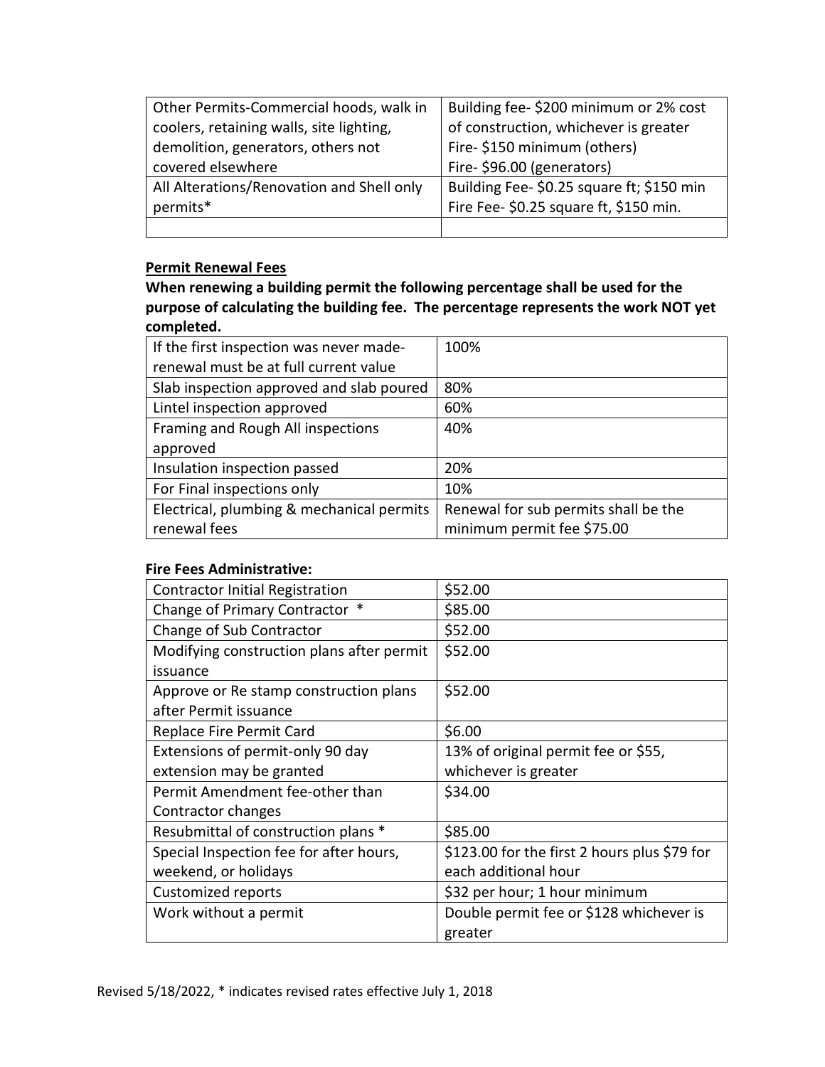| Other Permits-Commercial hoods, walk in coolers, retaining walls, site lighting, demolition, generators, others not covered elsewhere | Building fee- $200 minimum or 2% cost of construction, whichever is greater<br>Fire- $150 minimum (others)<br>Fire- $96.00 (generators) |
|---|---|
| All Alterations/Renovation and Shell only permits* | Building Fee- $0.25 square ft; $150 min<br>Fire Fee- $0.25 square ft, $150 min. |
| | |

**Permit Renewal Fees**

**When renewing a building permit the following percentage shall be used for the purpose of calculating the building fee. The percentage represents the work NOT yet completed.**

| If the first inspection was never made-renewal must be at full current value | 100% |
|---|---|
| Slab inspection approved and slab poured | 80% |
| Lintel inspection approved | 60% |
| Framing and Rough All inspections approved | 40% |
| Insulation inspection passed | 20% |
| For Final inspections only | 10% |
| Electrical, plumbing & mechanical permits renewal fees | Renewal for sub permits shall be the minimum permit fee $75.00 |

**Fire Fees Administrative:**

| Contractor Initial Registration | $52.00 |
|---|---|
| Change of Primary Contractor * | $85.00 |
| Change of Sub Contractor | $52.00 |
| Modifying construction plans after permit issuance | $52.00 |
| Approve or Re stamp construction plans after Permit issuance | $52.00 |
| Replace Fire Permit Card | $6.00 |
| Extensions of permit-only 90 day extension may be granted | 13% of original permit fee or $55, whichever is greater |
| Permit Amendment fee-other than Contractor changes | $34.00 |
| Resubmittal of construction plans * | $85.00 |
| Special Inspection fee for after hours, weekend, or holidays | $123.00 for the first 2 hours plus $79 for each additional hour |
| Customized reports | $32 per hour; 1 hour minimum |
| Work without a permit | Double permit fee or $128 whichever is greater |

Revised 5/18/2022, * indicates revised rates effective July 1, 2018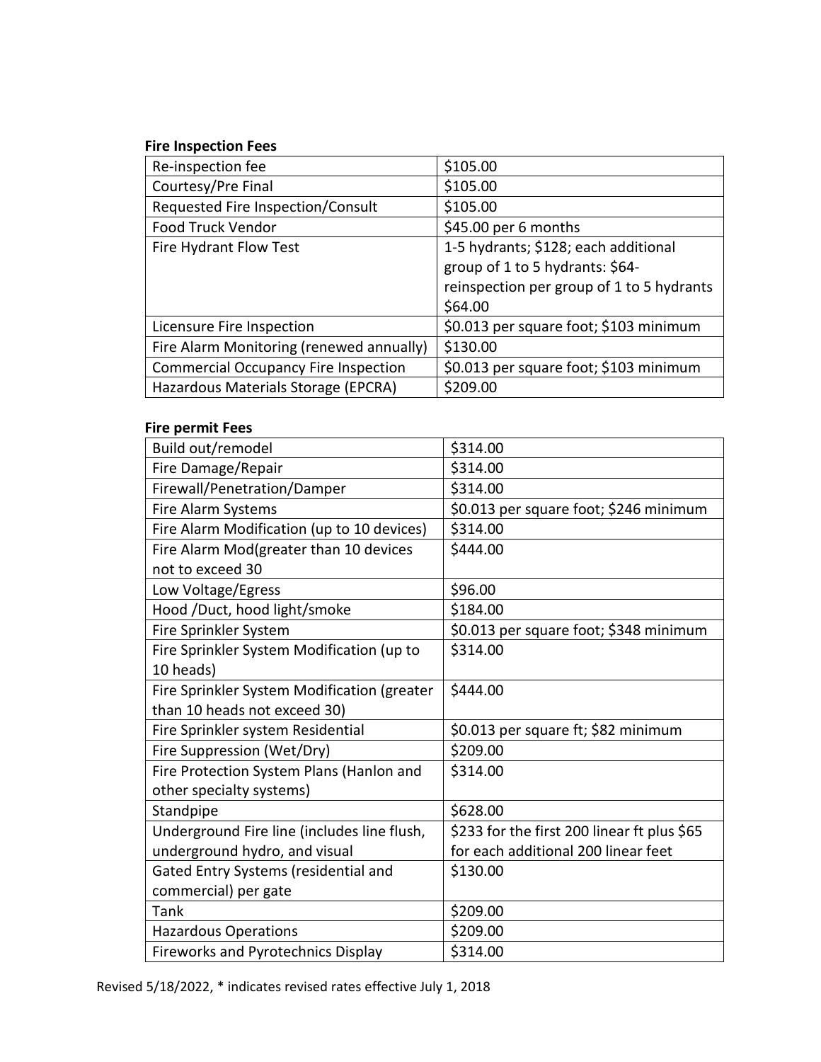**Fire Inspection Fees**

| Re-inspection fee | $105.00 |
|---|---|
| Courtesy/Pre Final | $105.00 |
| Requested Fire Inspection/Consult | $105.00 |
| Food Truck Vendor | $45.00 per 6 months |
| Fire Hydrant Flow Test | 1-5 hydrants; $128; each additional group of 1 to 5 hydrants: $64- reinspection per group of 1 to 5 hydrants $64.00 |
| Licensure Fire Inspection | $0.013 per square foot; $103 minimum |
| Fire Alarm Monitoring (renewed annually) | $130.00 |
| Commercial Occupancy Fire Inspection | $0.013 per square foot; $103 minimum |
| Hazardous Materials Storage (EPCRA) | $209.00 |

**Fire permit Fees**

| Build out/remodel | $314.00 |
|---|---|
| Fire Damage/Repair | $314.00 |
| Firewall/Penetration/Damper | $314.00 |
| Fire Alarm Systems | $0.013 per square foot; $246 minimum |
| Fire Alarm Modification (up to 10 devices) | $314.00 |
| Fire Alarm Mod(greater than 10 devices not to exceed 30 | $444.00 |
| Low Voltage/Egress | $96.00 |
| Hood /Duct, hood light/smoke | $184.00 |
| Fire Sprinkler System | $0.013 per square foot; $348 minimum |
| Fire Sprinkler System Modification (up to 10 heads) | $314.00 |
| Fire Sprinkler System Modification (greater than 10 heads not exceed 30) | $444.00 |
| Fire Sprinkler system Residential | $0.013 per square ft; $82 minimum |
| Fire Suppression (Wet/Dry) | $209.00 |
| Fire Protection System Plans (Hanlon and other specialty systems) | $314.00 |
| Standpipe | $628.00 |
| Underground Fire line (includes line flush, underground hydro, and visual | $233 for the first 200 linear ft plus $65 for each additional 200 linear feet |
| Gated Entry Systems (residential and commercial) per gate | $130.00 |
| Tank | $209.00 |
| Hazardous Operations | $209.00 |
| Fireworks and Pyrotechnics Display | $314.00 |

Revised 5/18/2022, * indicates revised rates effective July 1, 2018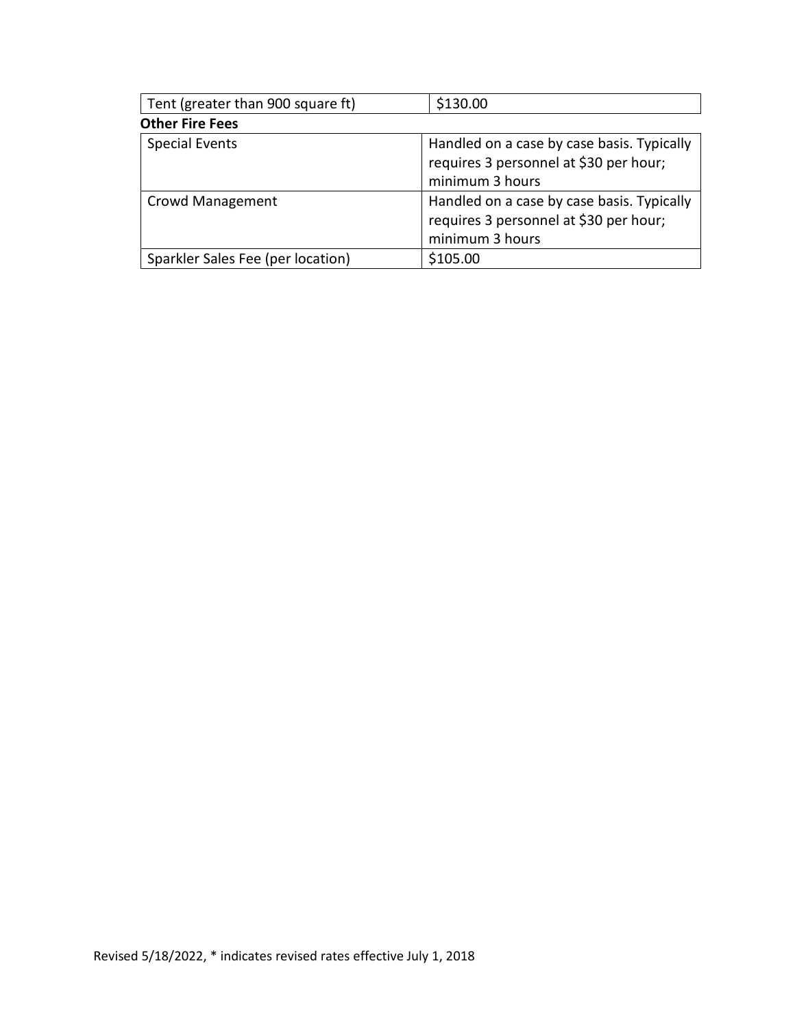| | |
|---|---|
| Tent (greater than 900 square ft) | $130.00 |

**Other Fire Fees**

| | |
|---|---|
| Special Events | Handled on a case by case basis. Typically requires 3 personnel at $30 per hour; minimum 3 hours |
| Crowd Management | Handled on a case by case basis. Typically requires 3 personnel at $30 per hour; minimum 3 hours |
| Sparkler Sales Fee (per location) | $105.00 |

Revised 5/18/2022, * indicates revised rates effective July 1, 2018